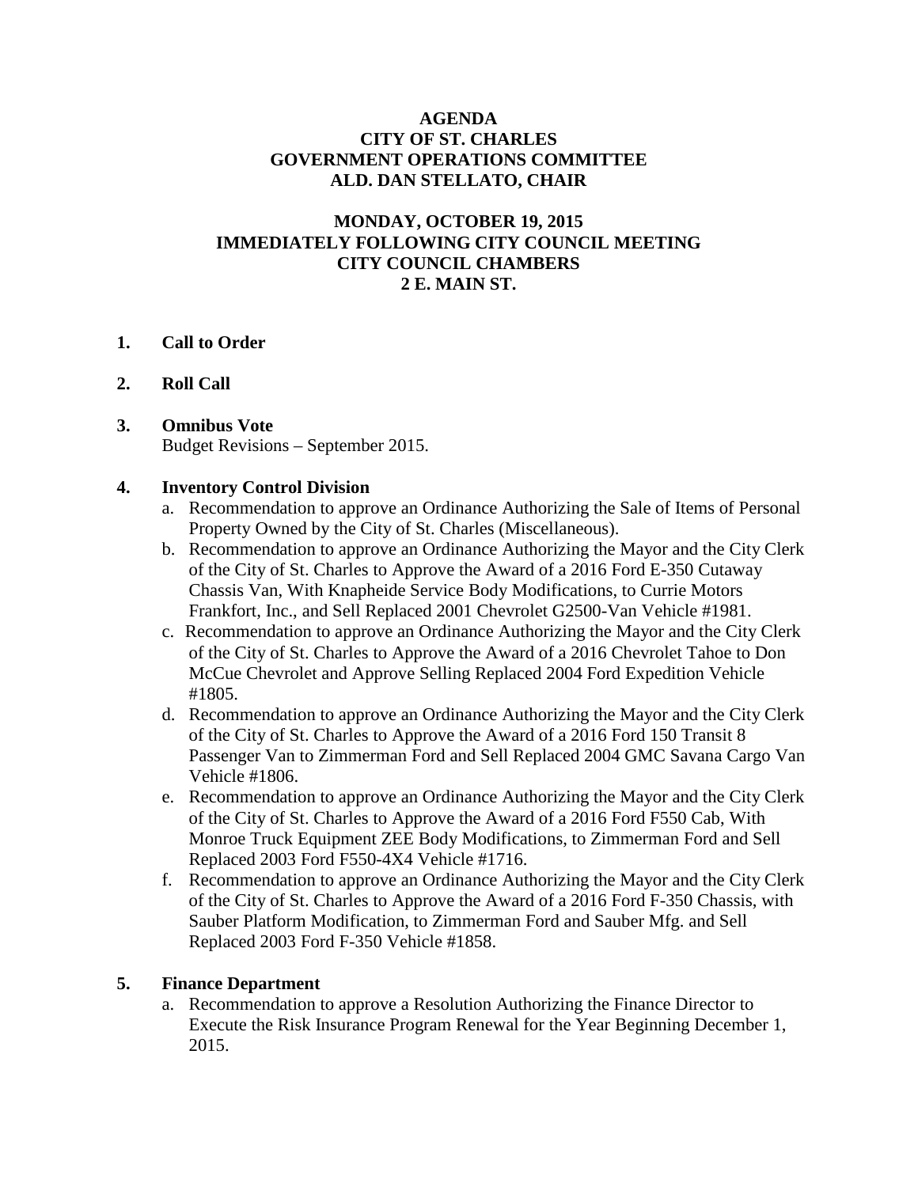# AGENDA
# CITY OF ST. CHARLES
# GOVERNMENT OPERATIONS COMMITTEE
# ALD. DAN STELLATO, CHAIR

## MONDAY, OCTOBER 19, 2015
## IMMEDIATELY FOLLOWING CITY COUNCIL MEETING
## CITY COUNCIL CHAMBERS
## 2 E. MAIN ST.

1. **Call to Order**

2. **Roll Call**

3. **Omnibus Vote**
   Budget Revisions – September 2015.

4. **Inventory Control Division**
   a. Recommendation to approve an Ordinance Authorizing the Sale of Items of Personal Property Owned by the City of St. Charles (Miscellaneous).
   b. Recommendation to approve an Ordinance Authorizing the Mayor and the City Clerk of the City of St. Charles to Approve the Award of a 2016 Ford E-350 Cutaway Chassis Van, With Knapheide Service Body Modifications, to Currie Motors Frankfort, Inc., and Sell Replaced 2001 Chevrolet G2500-Van Vehicle #1981.
   c. Recommendation to approve an Ordinance Authorizing the Mayor and the City Clerk of the City of St. Charles to Approve the Award of a 2016 Chevrolet Tahoe to Don McCue Chevrolet and Approve Selling Replaced 2004 Ford Expedition Vehicle #1805.
   d. Recommendation to approve an Ordinance Authorizing the Mayor and the City Clerk of the City of St. Charles to Approve the Award of a 2016 Ford 150 Transit 8 Passenger Van to Zimmerman Ford and Sell Replaced 2004 GMC Savana Cargo Van Vehicle #1806.
   e. Recommendation to approve an Ordinance Authorizing the Mayor and the City Clerk of the City of St. Charles to Approve the Award of a 2016 Ford F550 Cab, With Monroe Truck Equipment ZEE Body Modifications, to Zimmerman Ford and Sell Replaced 2003 Ford F550-4X4 Vehicle #1716.
   f. Recommendation to approve an Ordinance Authorizing the Mayor and the City Clerk of the City of St. Charles to Approve the Award of a 2016 Ford F-350 Chassis, with Sauber Platform Modification, to Zimmerman Ford and Sauber Mfg. and Sell Replaced 2003 Ford F-350 Vehicle #1858.

5. **Finance Department**
   a. Recommendation to approve a Resolution Authorizing the Finance Director to Execute the Risk Insurance Program Renewal for the Year Beginning December 1, 2015.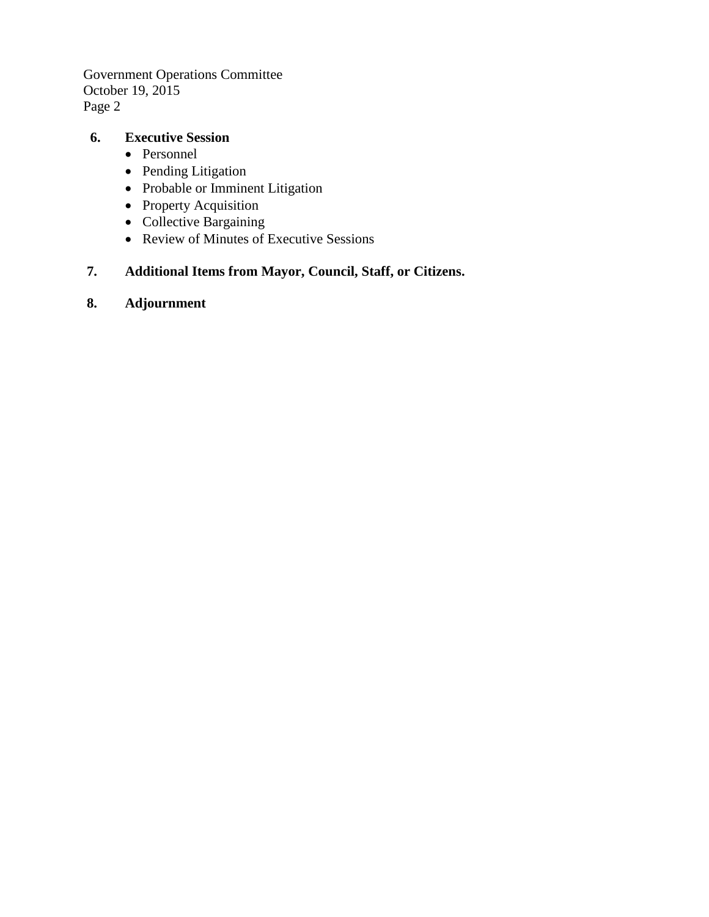**6. Executive Session**

- Personnel
- Pending Litigation
- Probable or Imminent Litigation
- Property Acquisition
- Collective Bargaining
- Review of Minutes of Executive Sessions

**7. Additional Items from Mayor, Council, Staff, or Citizens.**

**8. Adjournment**